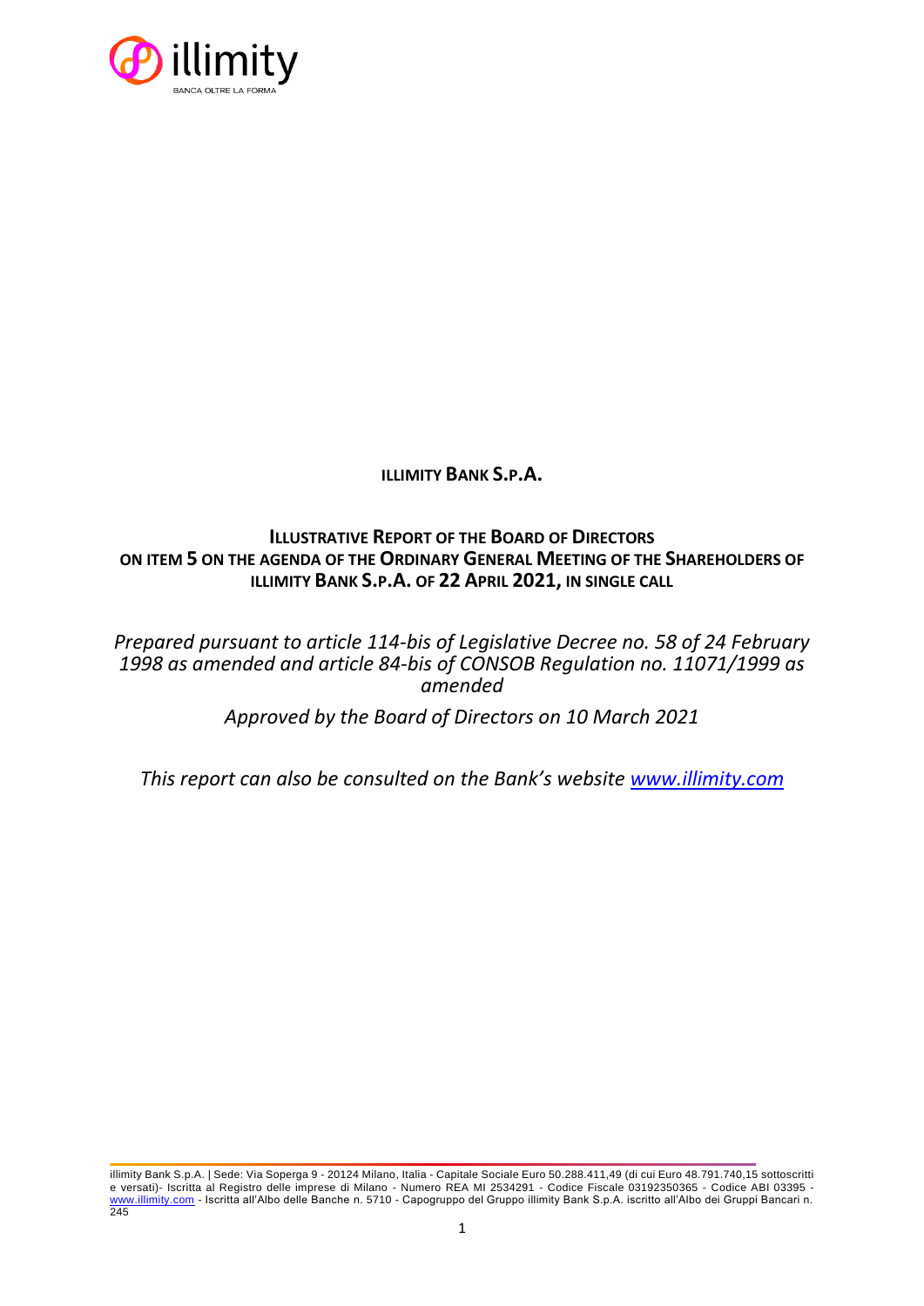**ILLIMITY BANK S.P.A.**

**ILLUSTRATIVE REPORT OF THE BOARD OF DIRECTORS
ON ITEM 5 ON THE AGENDA OF THE ORDINARY GENERAL MEETING OF THE SHAREHOLDERS OF ILLIMITY BANK S.P.A. OF 22 APRIL 2021, IN SINGLE CALL**

*Prepared pursuant to article 114-bis of Legislative Decree no. 58 of 24 February 1998 as amended and article 84-bis of CONSOB Regulation no. 11071/1999 as amended*

*Approved by the Board of Directors on 10 March 2021*

*This report can also be consulted on the Bank's website [www.illimity.com](www.illimity.com)*

illimity Bank S.p.A. | Sede: Via Soperga 9 - 20124 Milano, Italia - Capitale Sociale Euro 50.288.411,49 (di cui Euro 48.791.740,15 sottoscritti e versati)- Iscritta al Registro delle imprese di Milano - Numero REA MI 2534291 - Codice Fiscale 03192350365 - Codice ABI 03395 - www.illimity.com - Iscritta all'Albo delle Banche n. 5710 - Capogruppo del Gruppo illimity Bank S.p.A. iscritto all'Albo dei Gruppi Bancari n. 245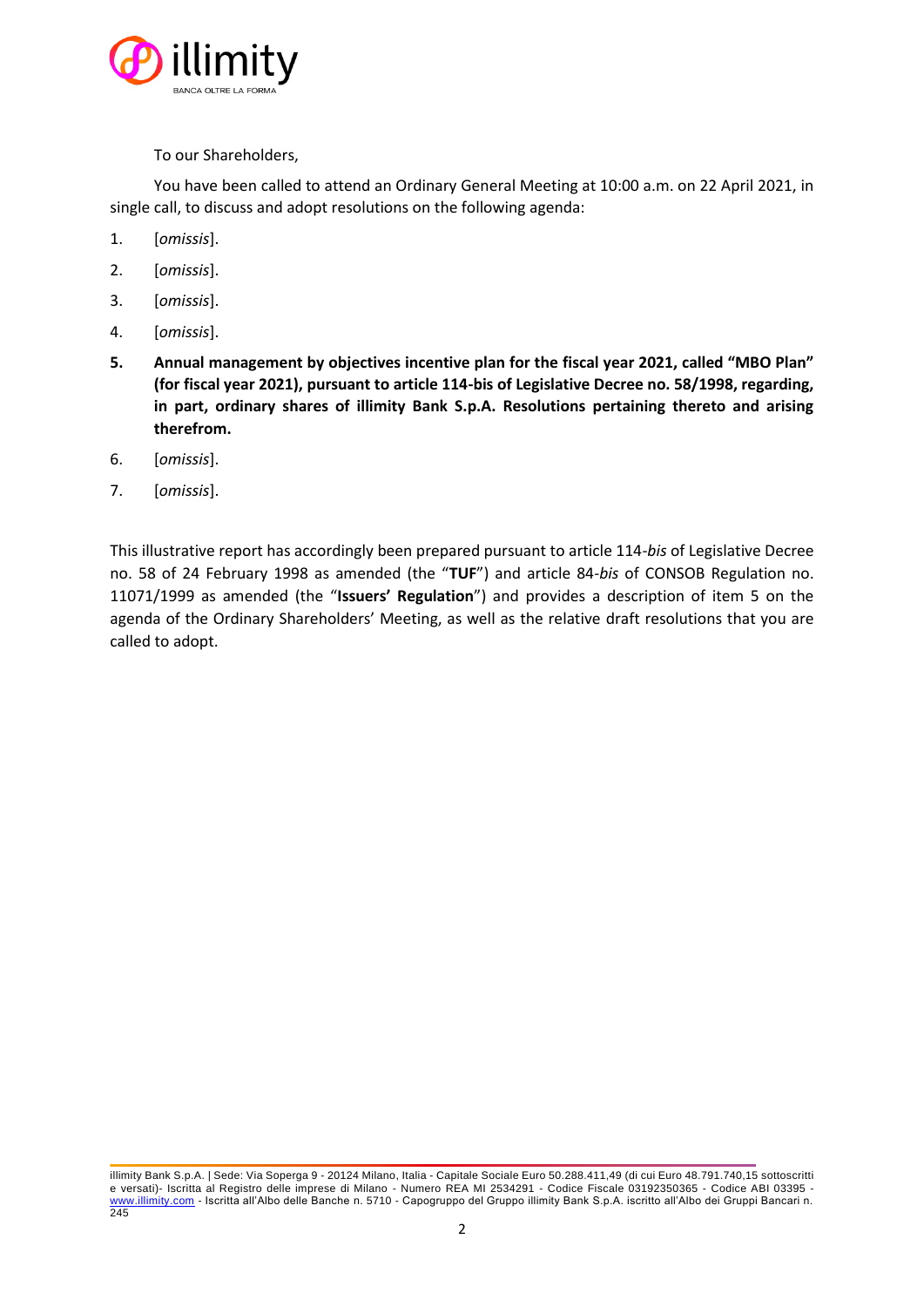To our Shareholders,

You have been called to attend an Ordinary General Meeting at 10:00 a.m. on 22 April 2021, in single call, to discuss and adopt resolutions on the following agenda:

1. [*omissis*].
2. [*omissis*].
3. [*omissis*].
4. [*omissis*].
5. **Annual management by objectives incentive plan for the fiscal year 2021, called "MBO Plan" (for fiscal year 2021), pursuant to article 114-bis of Legislative Decree no. 58/1998, regarding, in part, ordinary shares of illimity Bank S.p.A. Resolutions pertaining thereto and arising therefrom.**
6. [*omissis*].
7. [*omissis*].

This illustrative report has accordingly been prepared pursuant to article 114-*bis* of Legislative Decree no. 58 of 24 February 1998 as amended (the "**TUF**") and article 84-*bis* of CONSOB Regulation no. 11071/1999 as amended (the "**Issuers' Regulation**") and provides a description of item 5 on the agenda of the Ordinary Shareholders' Meeting, as well as the relative draft resolutions that you are called to adopt.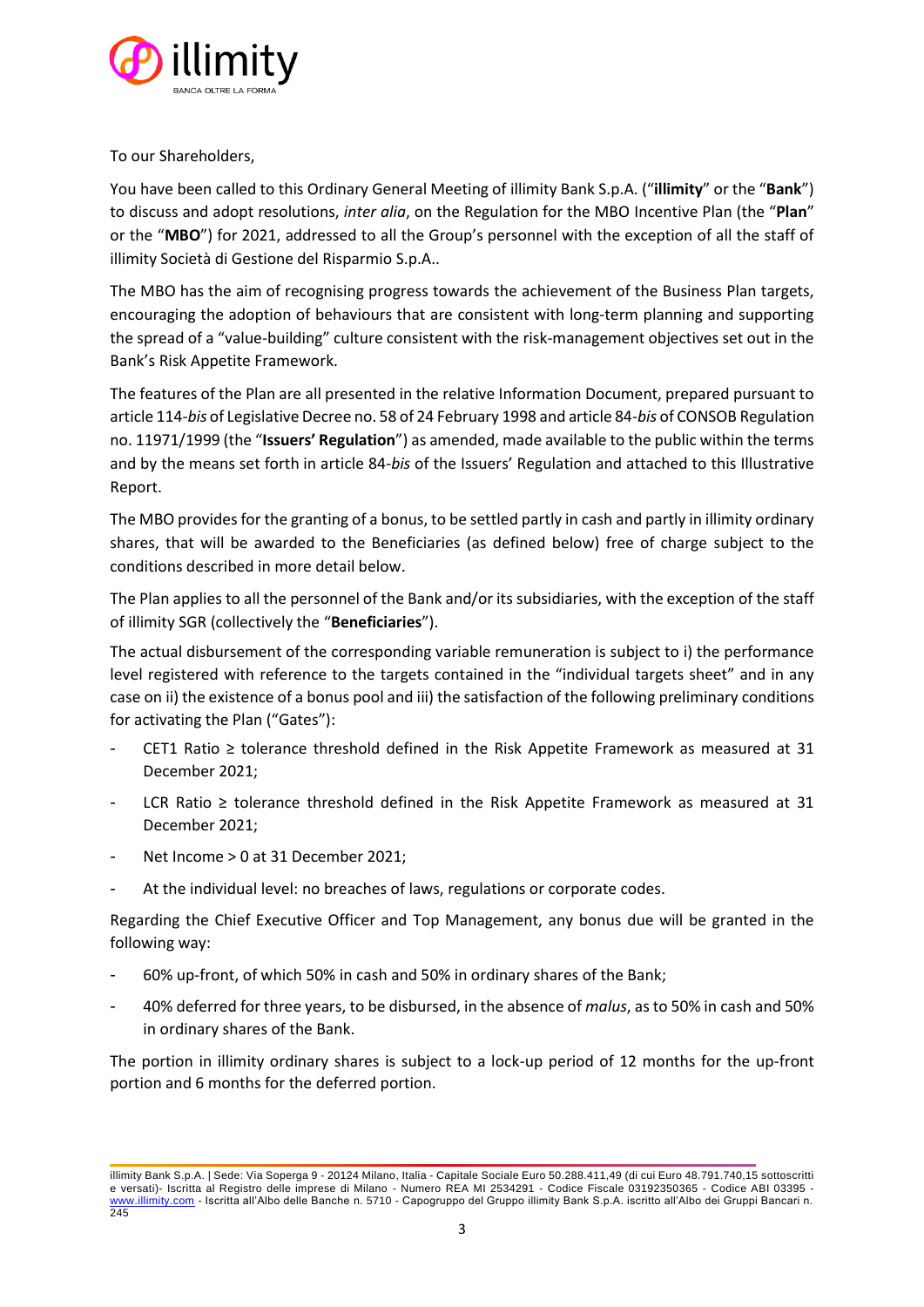To our Shareholders,

You have been called to this Ordinary General Meeting of illimity Bank S.p.A. ("**illimity**" or the "**Bank**") to discuss and adopt resolutions, *inter alia*, on the Regulation for the MBO Incentive Plan (the "**Plan**" or the "**MBO**") for 2021, addressed to all the Group's personnel with the exception of all the staff of illimity Società di Gestione del Risparmio S.p.A..

The MBO has the aim of recognising progress towards the achievement of the Business Plan targets, encouraging the adoption of behaviours that are consistent with long-term planning and supporting the spread of a "value-building" culture consistent with the risk-management objectives set out in the Bank's Risk Appetite Framework.

The features of the Plan are all presented in the relative Information Document, prepared pursuant to article 114-*bis* of Legislative Decree no. 58 of 24 February 1998 and article 84-*bis* of CONSOB Regulation no. 11971/1999 (the "**Issuers' Regulation**") as amended, made available to the public within the terms and by the means set forth in article 84-*bis* of the Issuers' Regulation and attached to this Illustrative Report.

The MBO provides for the granting of a bonus, to be settled partly in cash and partly in illimity ordinary shares, that will be awarded to the Beneficiaries (as defined below) free of charge subject to the conditions described in more detail below.

The Plan applies to all the personnel of the Bank and/or its subsidiaries, with the exception of the staff of illimity SGR (collectively the "**Beneficiaries**").

The actual disbursement of the corresponding variable remuneration is subject to i) the performance level registered with reference to the targets contained in the "individual targets sheet" and in any case on ii) the existence of a bonus pool and iii) the satisfaction of the following preliminary conditions for activating the Plan ("Gates"):

- CET1 Ratio ≥ tolerance threshold defined in the Risk Appetite Framework as measured at 31 December 2021;
- LCR Ratio ≥ tolerance threshold defined in the Risk Appetite Framework as measured at 31 December 2021;
- Net Income > 0 at 31 December 2021;
- At the individual level: no breaches of laws, regulations or corporate codes.

Regarding the Chief Executive Officer and Top Management, any bonus due will be granted in the following way:

- 60% up-front, of which 50% in cash and 50% in ordinary shares of the Bank;
- 40% deferred for three years, to be disbursed, in the absence of *malus*, as to 50% in cash and 50% in ordinary shares of the Bank.

The portion in illimity ordinary shares is subject to a lock-up period of 12 months for the up-front portion and 6 months for the deferred portion.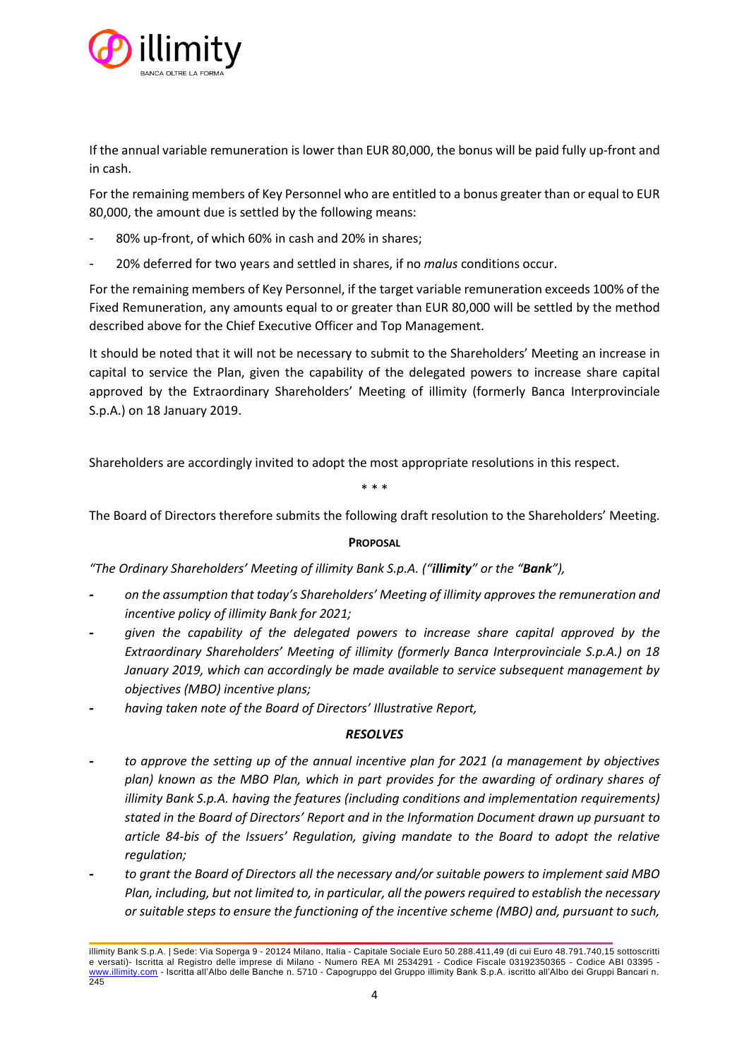If the annual variable remuneration is lower than EUR 80,000, the bonus will be paid fully up-front and in cash.

For the remaining members of Key Personnel who are entitled to a bonus greater than or equal to EUR 80,000, the amount due is settled by the following means:

- 80% up-front, of which 60% in cash and 20% in shares;
- 20% deferred for two years and settled in shares, if no *malus* conditions occur.

For the remaining members of Key Personnel, if the target variable remuneration exceeds 100% of the Fixed Remuneration, any amounts equal to or greater than EUR 80,000 will be settled by the method described above for the Chief Executive Officer and Top Management.

It should be noted that it will not be necessary to submit to the Shareholders' Meeting an increase in capital to service the Plan, given the capability of the delegated powers to increase share capital approved by the Extraordinary Shareholders' Meeting of illimity (formerly Banca Interprovinciale S.p.A.) on 18 January 2019.

Shareholders are accordingly invited to adopt the most appropriate resolutions in this respect.

\* \* \*

The Board of Directors therefore submits the following draft resolution to the Shareholders' Meeting.

**PROPOSAL**

*"The Ordinary Shareholders' Meeting of illimity Bank S.p.A. ("**illimity**" or the "**Bank**"),*

- *on the assumption that today's Shareholders' Meeting of illimity approves the remuneration and incentive policy of illimity Bank for 2021;*
- *given the capability of the delegated powers to increase share capital approved by the Extraordinary Shareholders' Meeting of illimity (formerly Banca Interprovinciale S.p.A.) on 18 January 2019, which can accordingly be made available to service subsequent management by objectives (MBO) incentive plans;*
- *having taken note of the Board of Directors' Illustrative Report,*

***RESOLVES***

- *to approve the setting up of the annual incentive plan for 2021 (a management by objectives plan) known as the MBO Plan, which in part provides for the awarding of ordinary shares of illimity Bank S.p.A. having the features (including conditions and implementation requirements) stated in the Board of Directors' Report and in the Information Document drawn up pursuant to article 84-bis of the Issuers' Regulation, giving mandate to the Board to adopt the relative regulation;*
- *to grant the Board of Directors all the necessary and/or suitable powers to implement said MBO Plan, including, but not limited to, in particular, all the powers required to establish the necessary or suitable steps to ensure the functioning of the incentive scheme (MBO) and, pursuant to such,*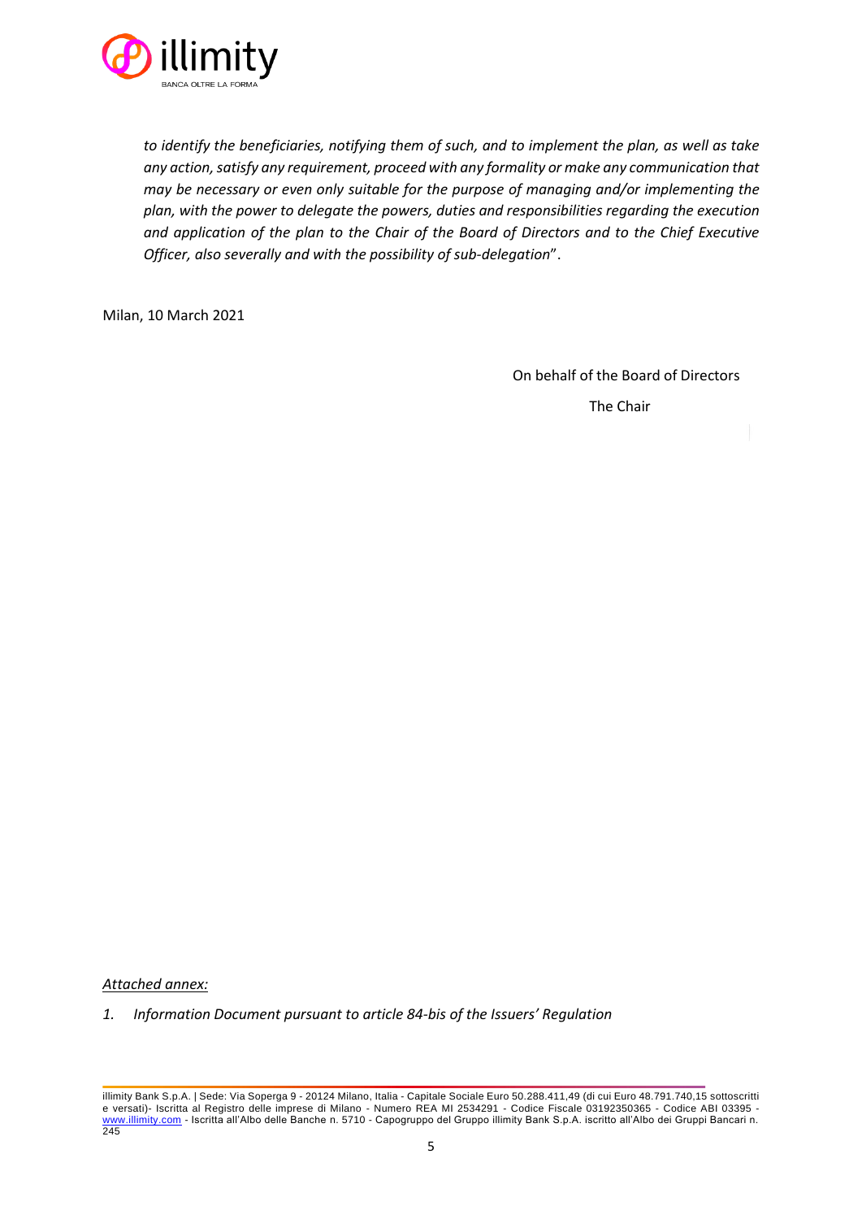*to identify the beneficiaries, notifying them of such, and to implement the plan, as well as take any action, satisfy any requirement, proceed with any formality or make any communication that may be necessary or even only suitable for the purpose of managing and/or implementing the plan, with the power to delegate the powers, duties and responsibilities regarding the execution and application of the plan to the Chair of the Board of Directors and to the Chief Executive Officer, also severally and with the possibility of sub-delegation*".

Milan, 10 March 2021

On behalf of the Board of Directors

The Chair

*Attached annex:*

1. *Information Document pursuant to article 84-bis of the Issuers' Regulation*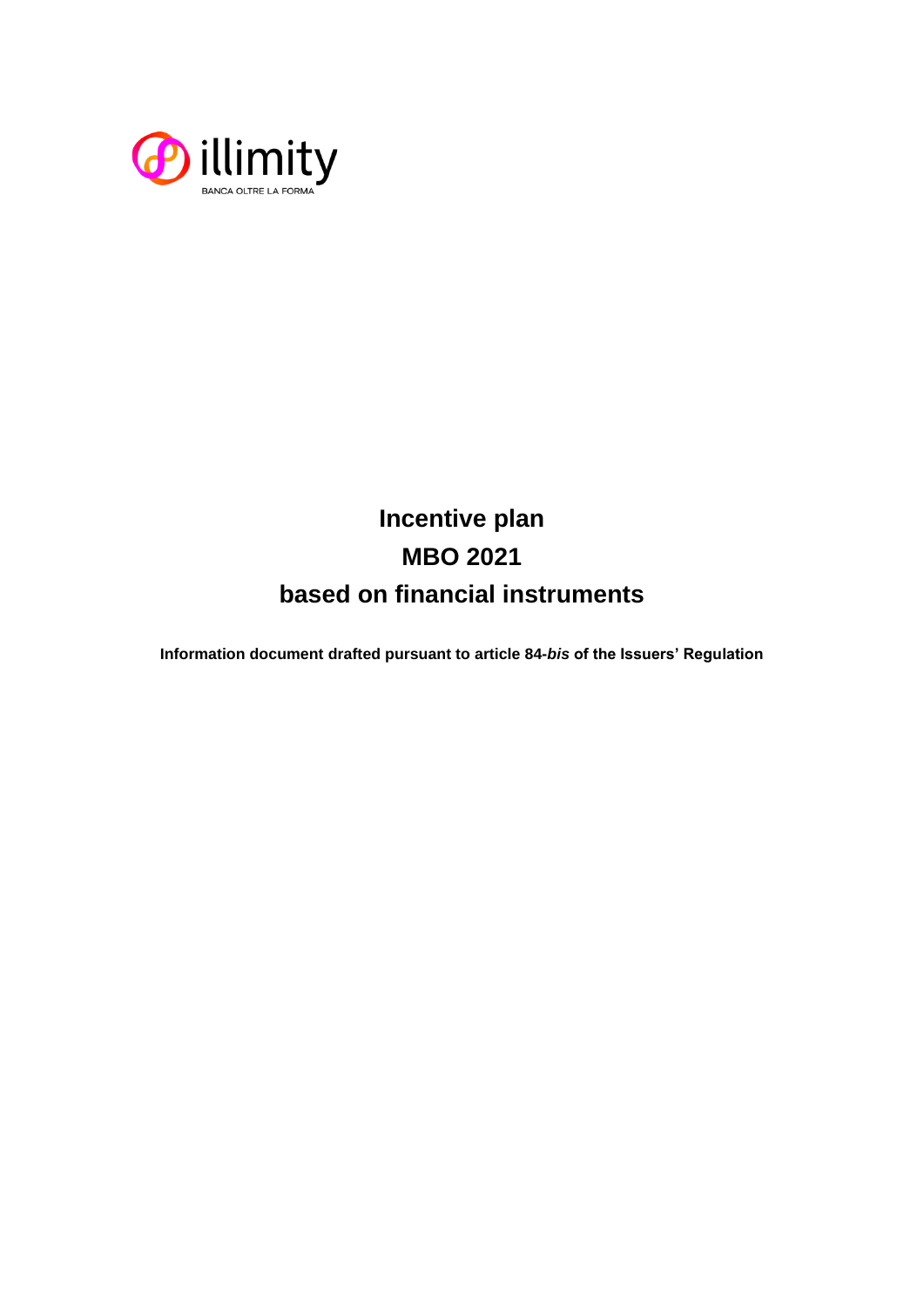# Incentive plan
# MBO 2021
# based on financial instruments

**Information document drafted pursuant to article 84-*bis* of the Issuers' Regulation**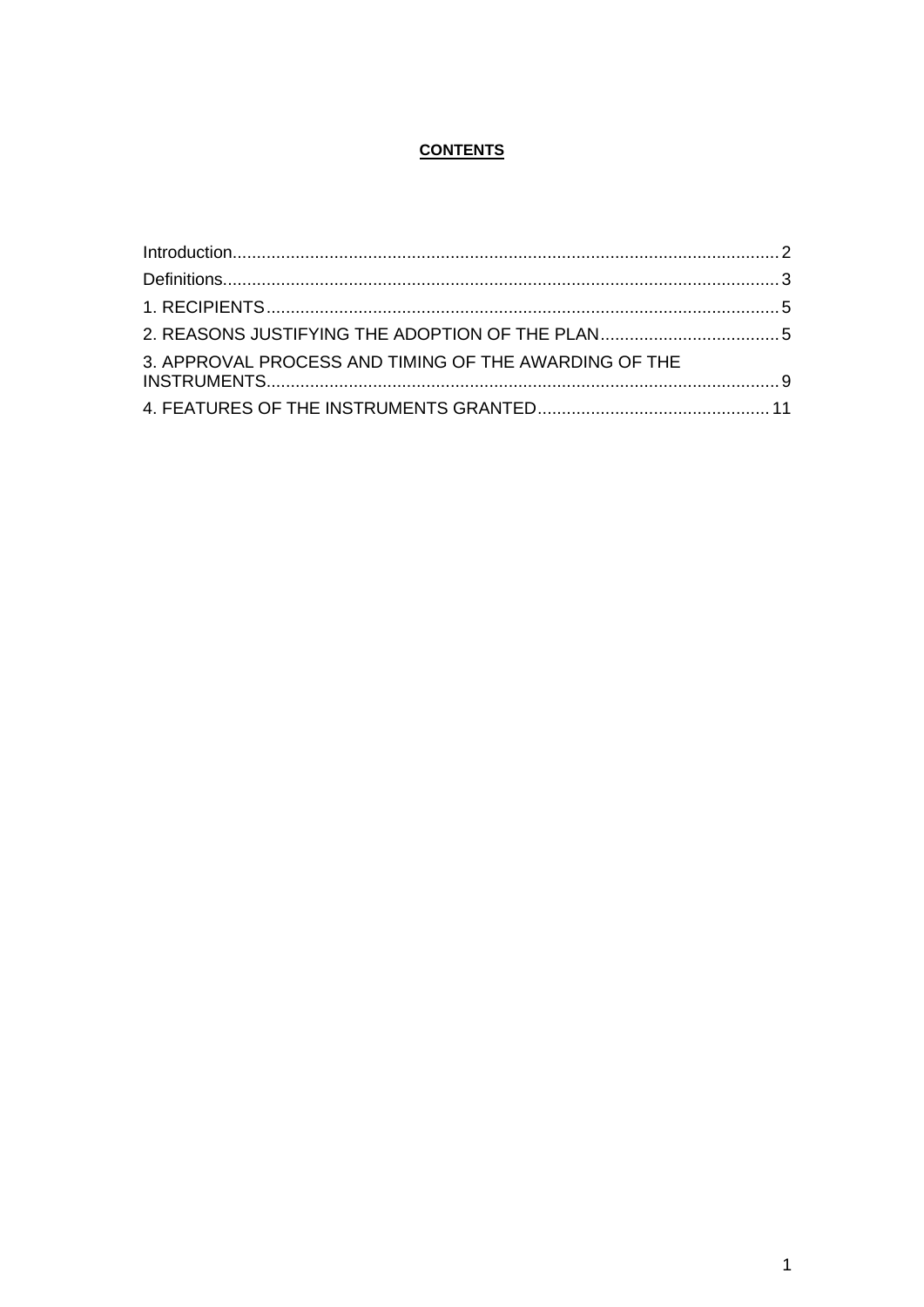**CONTENTS**

Introduction ................................................................................................................ 2

Definitions .................................................................................................................. 3

1. RECIPIENTS ........................................................................................................... 5

2. REASONS JUSTIFYING THE ADOPTION OF THE PLAN ..................................... 5

3. APPROVAL PROCESS AND TIMING OF THE AWARDING OF THE INSTRUMENTS ........................................................................................................ 9

4. FEATURES OF THE INSTRUMENTS GRANTED ................................................ 11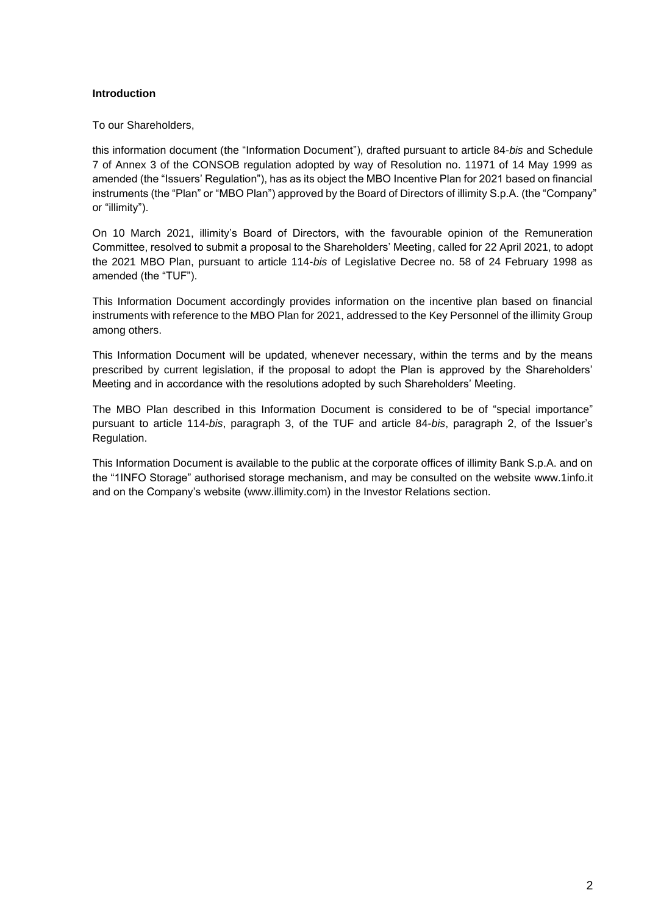## Introduction

To our Shareholders,

this information document (the "Information Document"), drafted pursuant to article 84-*bis* and Schedule 7 of Annex 3 of the CONSOB regulation adopted by way of Resolution no. 11971 of 14 May 1999 as amended (the "Issuers' Regulation"), has as its object the MBO Incentive Plan for 2021 based on financial instruments (the "Plan" or "MBO Plan") approved by the Board of Directors of illimity S.p.A. (the "Company" or "illimity").

On 10 March 2021, illimity's Board of Directors, with the favourable opinion of the Remuneration Committee, resolved to submit a proposal to the Shareholders' Meeting, called for 22 April 2021, to adopt the 2021 MBO Plan, pursuant to article 114-*bis* of Legislative Decree no. 58 of 24 February 1998 as amended (the "TUF").

This Information Document accordingly provides information on the incentive plan based on financial instruments with reference to the MBO Plan for 2021, addressed to the Key Personnel of the illimity Group among others.

This Information Document will be updated, whenever necessary, within the terms and by the means prescribed by current legislation, if the proposal to adopt the Plan is approved by the Shareholders' Meeting and in accordance with the resolutions adopted by such Shareholders' Meeting.

The MBO Plan described in this Information Document is considered to be of "special importance" pursuant to article 114-*bis*, paragraph 3, of the TUF and article 84-*bis*, paragraph 2, of the Issuer's Regulation.

This Information Document is available to the public at the corporate offices of illimity Bank S.p.A. and on the "1INFO Storage" authorised storage mechanism, and may be consulted on the website www.1info.it and on the Company's website (www.illimity.com) in the Investor Relations section.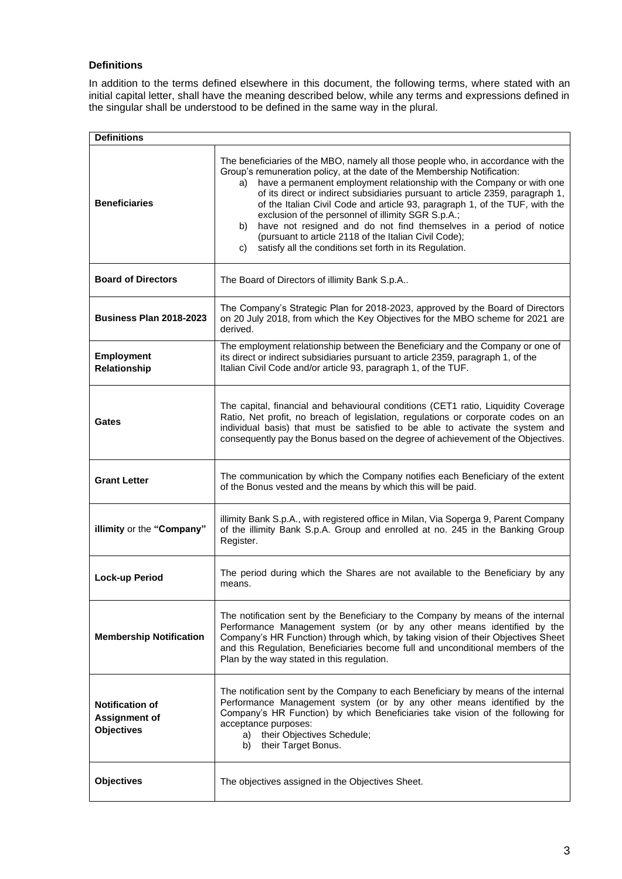### Definitions

In addition to the terms defined elsewhere in this document, the following terms, where stated with an initial capital letter, shall have the meaning described below, while any terms and expressions defined in the singular shall be understood to be defined in the same way in the plural.

| Definitions | |
|---|---|
| **Beneficiaries** | The beneficiaries of the MBO, namely all those people who, in accordance with the Group's remuneration policy, at the date of the Membership Notification: a) have a permanent employment relationship with the Company or with one of its direct or indirect subsidiaries pursuant to article 2359, paragraph 1, of the Italian Civil Code and article 93, paragraph 1, of the TUF, with the exclusion of the personnel of illimity SGR S.p.A.; b) have not resigned and do not find themselves in a period of notice (pursuant to article 2118 of the Italian Civil Code); c) satisfy all the conditions set forth in its Regulation. |
| **Board of Directors** | The Board of Directors of illimity Bank S.p.A.. |
| **Business Plan 2018-2023** | The Company's Strategic Plan for 2018-2023, approved by the Board of Directors on 20 July 2018, from which the Key Objectives for the MBO scheme for 2021 are derived. |
| **Employment Relationship** | The employment relationship between the Beneficiary and the Company or one of its direct or indirect subsidiaries pursuant to article 2359, paragraph 1, of the Italian Civil Code and/or article 93, paragraph 1, of the TUF. |
| **Gates** | The capital, financial and behavioural conditions (CET1 ratio, Liquidity Coverage Ratio, Net profit, no breach of legislation, regulations or corporate codes on an individual basis) that must be satisfied to be able to activate the system and consequently pay the Bonus based on the degree of achievement of the Objectives. |
| **Grant Letter** | The communication by which the Company notifies each Beneficiary of the extent of the Bonus vested and the means by which this will be paid. |
| **illimity** or the **"Company"** | illimity Bank S.p.A., with registered office in Milan, Via Soperga 9, Parent Company of the illimity Bank S.p.A. Group and enrolled at no. 245 in the Banking Group Register. |
| **Lock-up Period** | The period during which the Shares are not available to the Beneficiary by any means. |
| **Membership Notification** | The notification sent by the Beneficiary to the Company by means of the internal Performance Management system (or by any other means identified by the Company's HR Function) through which, by taking vision of their Objectives Sheet and this Regulation, Beneficiaries become full and unconditional members of the Plan by the way stated in this regulation. |
| **Notification of Assignment of Objectives** | The notification sent by the Company to each Beneficiary by means of the internal Performance Management system (or by any other means identified by the Company's HR Function) by which Beneficiaries take vision of the following for acceptance purposes: a) their Objectives Schedule; b) their Target Bonus. |
| **Objectives** | The objectives assigned in the Objectives Sheet. |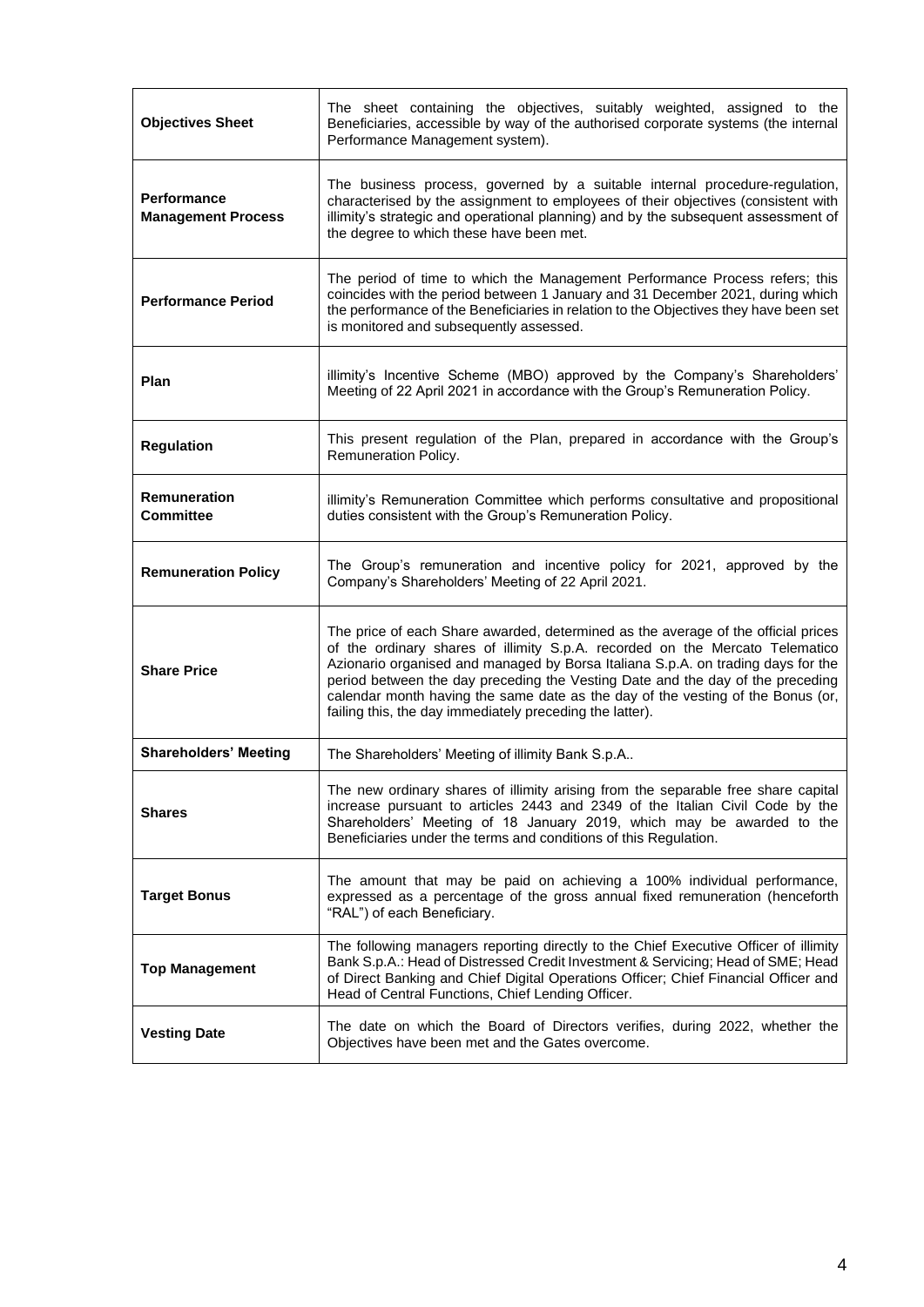| | |
|---|---|
| **Objectives Sheet** | The sheet containing the objectives, suitably weighted, assigned to the Beneficiaries, accessible by way of the authorised corporate systems (the internal Performance Management system). |
| **Performance Management Process** | The business process, governed by a suitable internal procedure-regulation, characterised by the assignment to employees of their objectives (consistent with illimity's strategic and operational planning) and by the subsequent assessment of the degree to which these have been met. |
| **Performance Period** | The period of time to which the Management Performance Process refers; this coincides with the period between 1 January and 31 December 2021, during which the performance of the Beneficiaries in relation to the Objectives they have been set is monitored and subsequently assessed. |
| **Plan** | illimity's Incentive Scheme (MBO) approved by the Company's Shareholders' Meeting of 22 April 2021 in accordance with the Group's Remuneration Policy. |
| **Regulation** | This present regulation of the Plan, prepared in accordance with the Group's Remuneration Policy. |
| **Remuneration Committee** | illimity's Remuneration Committee which performs consultative and propositional duties consistent with the Group's Remuneration Policy. |
| **Remuneration Policy** | The Group's remuneration and incentive policy for 2021, approved by the Company's Shareholders' Meeting of 22 April 2021. |
| **Share Price** | The price of each Share awarded, determined as the average of the official prices of the ordinary shares of illimity S.p.A. recorded on the Mercato Telematico Azionario organised and managed by Borsa Italiana S.p.A. on trading days for the period between the day preceding the Vesting Date and the day of the preceding calendar month having the same date as the day of the vesting of the Bonus (or, failing this, the day immediately preceding the latter). |
| **Shareholders' Meeting** | The Shareholders' Meeting of illimity Bank S.p.A.. |
| **Shares** | The new ordinary shares of illimity arising from the separable free share capital increase pursuant to articles 2443 and 2349 of the Italian Civil Code by the Shareholders' Meeting of 18 January 2019, which may be awarded to the Beneficiaries under the terms and conditions of this Regulation. |
| **Target Bonus** | The amount that may be paid on achieving a 100% individual performance, expressed as a percentage of the gross annual fixed remuneration (henceforth "RAL") of each Beneficiary. |
| **Top Management** | The following managers reporting directly to the Chief Executive Officer of illimity Bank S.p.A.: Head of Distressed Credit Investment & Servicing; Head of SME; Head of Direct Banking and Chief Digital Operations Officer; Chief Financial Officer and Head of Central Functions, Chief Lending Officer. |
| **Vesting Date** | The date on which the Board of Directors verifies, during 2022, whether the Objectives have been met and the Gates overcome. |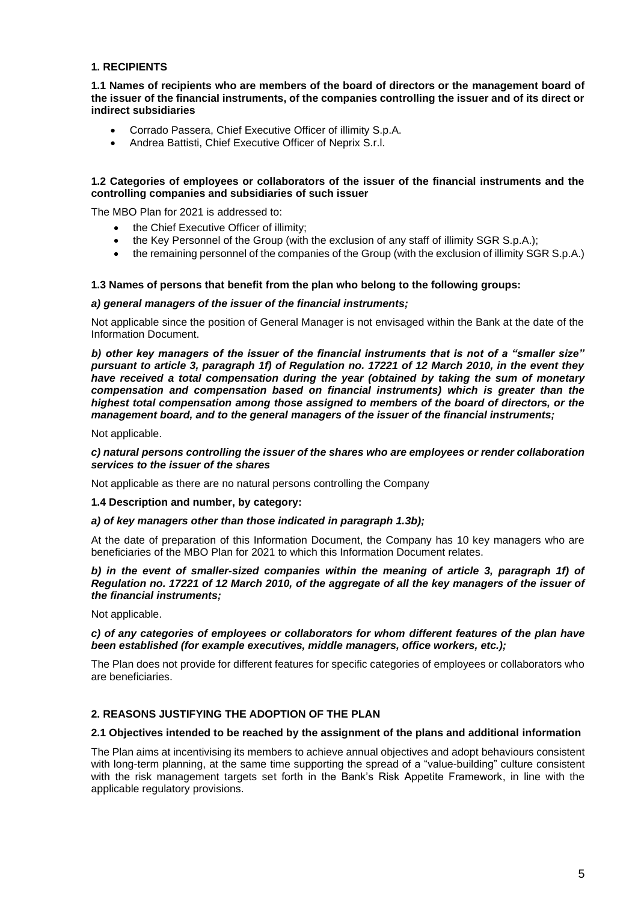## 1. RECIPIENTS

### 1.1 Names of recipients who are members of the board of directors or the management board of the issuer of the financial instruments, of the companies controlling the issuer and of its direct or indirect subsidiaries

- Corrado Passera, Chief Executive Officer of illimity S.p.A.
- Andrea Battisti, Chief Executive Officer of Neprix S.r.l.

### 1.2 Categories of employees or collaborators of the issuer of the financial instruments and the controlling companies and subsidiaries of such issuer

The MBO Plan for 2021 is addressed to:

- the Chief Executive Officer of illimity;
- the Key Personnel of the Group (with the exclusion of any staff of illimity SGR S.p.A.);
- the remaining personnel of the companies of the Group (with the exclusion of illimity SGR S.p.A.)

### 1.3 Names of persons that benefit from the plan who belong to the following groups:

***a) general managers of the issuer of the financial instruments;***

Not applicable since the position of General Manager is not envisaged within the Bank at the date of the Information Document.

***b) other key managers of the issuer of the financial instruments that is not of a "smaller size" pursuant to article 3, paragraph 1f) of Regulation no. 17221 of 12 March 2010, in the event they have received a total compensation during the year (obtained by taking the sum of monetary compensation and compensation based on financial instruments) which is greater than the highest total compensation among those assigned to members of the board of directors, or the management board, and to the general managers of the issuer of the financial instruments;***

Not applicable.

***c) natural persons controlling the issuer of the shares who are employees or render collaboration services to the issuer of the shares***

Not applicable as there are no natural persons controlling the Company

### 1.4 Description and number, by category:

***a) of key managers other than those indicated in paragraph 1.3b);***

At the date of preparation of this Information Document, the Company has 10 key managers who are beneficiaries of the MBO Plan for 2021 to which this Information Document relates.

***b) in the event of smaller-sized companies within the meaning of article 3, paragraph 1f) of Regulation no. 17221 of 12 March 2010, of the aggregate of all the key managers of the issuer of the financial instruments;***

Not applicable.

***c) of any categories of employees or collaborators for whom different features of the plan have been established (for example executives, middle managers, office workers, etc.);***

The Plan does not provide for different features for specific categories of employees or collaborators who are beneficiaries.

## 2. REASONS JUSTIFYING THE ADOPTION OF THE PLAN

### 2.1 Objectives intended to be reached by the assignment of the plans and additional information

The Plan aims at incentivising its members to achieve annual objectives and adopt behaviours consistent with long-term planning, at the same time supporting the spread of a "value-building" culture consistent with the risk management targets set forth in the Bank's Risk Appetite Framework, in line with the applicable regulatory provisions.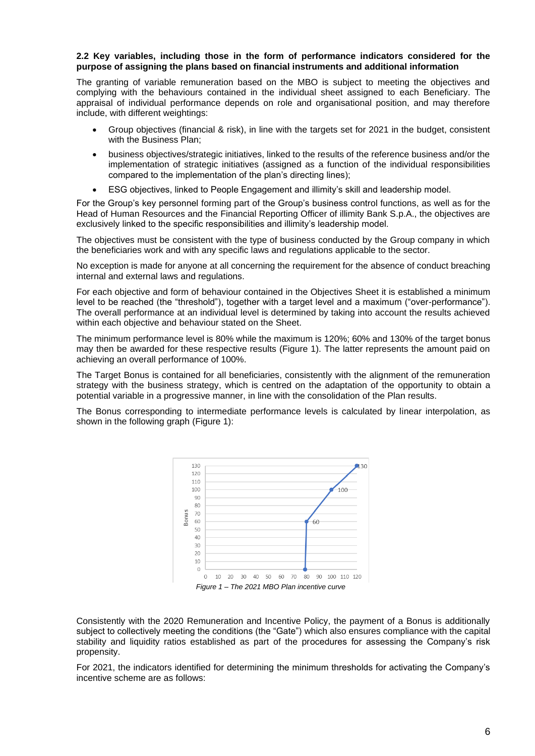**2.2 Key variables, including those in the form of performance indicators considered for the purpose of assigning the plans based on financial instruments and additional information**

The granting of variable remuneration based on the MBO is subject to meeting the objectives and complying with the behaviours contained in the individual sheet assigned to each Beneficiary. The appraisal of individual performance depends on role and organisational position, and may therefore include, with different weightings:

- Group objectives (financial & risk), in line with the targets set for 2021 in the budget, consistent with the Business Plan;
- business objectives/strategic initiatives, linked to the results of the reference business and/or the implementation of strategic initiatives (assigned as a function of the individual responsibilities compared to the implementation of the plan's directing lines);
- ESG objectives, linked to People Engagement and illimity's skill and leadership model.

For the Group's key personnel forming part of the Group's business control functions, as well as for the Head of Human Resources and the Financial Reporting Officer of illimity Bank S.p.A., the objectives are exclusively linked to the specific responsibilities and illimity's leadership model.

The objectives must be consistent with the type of business conducted by the Group company in which the beneficiaries work and with any specific laws and regulations applicable to the sector.

No exception is made for anyone at all concerning the requirement for the absence of conduct breaching internal and external laws and regulations.

For each objective and form of behaviour contained in the Objectives Sheet it is established a minimum level to be reached (the "threshold"), together with a target level and a maximum ("over-performance"). The overall performance at an individual level is determined by taking into account the results achieved within each objective and behaviour stated on the Sheet.

The minimum performance level is 80% while the maximum is 120%; 60% and 130% of the target bonus may then be awarded for these respective results (Figure 1). The latter represents the amount paid on achieving an overall performance of 100%.

The Target Bonus is contained for all beneficiaries, consistently with the alignment of the remuneration strategy with the business strategy, which is centred on the adaptation of the opportunity to obtain a potential variable in a progressive manner, in line with the consolidation of the Plan results.

The Bonus corresponding to intermediate performance levels is calculated by linear interpolation, as shown in the following graph (Figure 1):

*Figure 1 – The 2021 MBO Plan incentive curve*

Consistently with the 2020 Remuneration and Incentive Policy, the payment of a Bonus is additionally subject to collectively meeting the conditions (the "Gate") which also ensures compliance with the capital stability and liquidity ratios established as part of the procedures for assessing the Company's risk propensity.

For 2021, the indicators identified for determining the minimum thresholds for activating the Company's incentive scheme are as follows: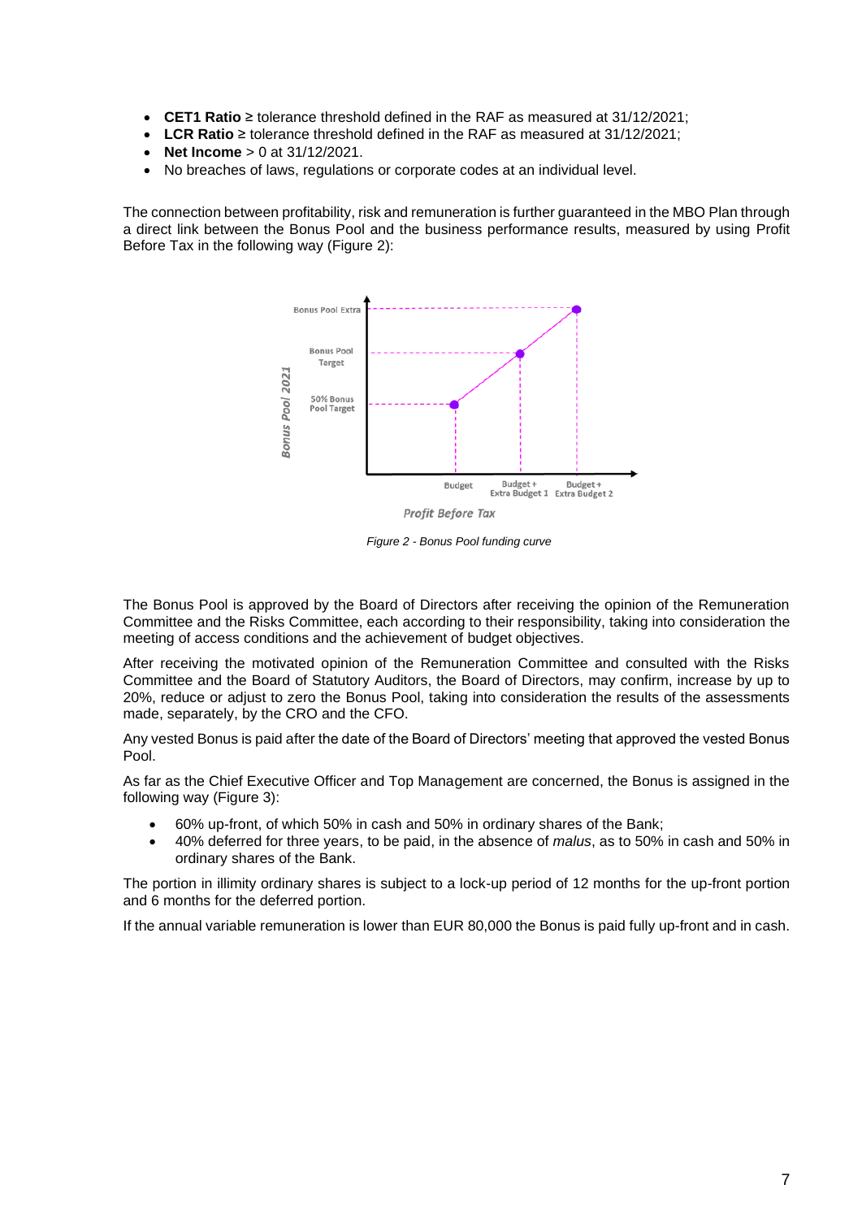- **CET1 Ratio** ≥ tolerance threshold defined in the RAF as measured at 31/12/2021;
- **LCR Ratio** ≥ tolerance threshold defined in the RAF as measured at 31/12/2021;
- **Net Income** > 0 at 31/12/2021.
- No breaches of laws, regulations or corporate codes at an individual level.

The connection between profitability, risk and remuneration is further guaranteed in the MBO Plan through a direct link between the Bonus Pool and the business performance results, measured by using Profit Before Tax in the following way (Figure 2):

*Figure 2 - Bonus Pool funding curve*

The Bonus Pool is approved by the Board of Directors after receiving the opinion of the Remuneration Committee and the Risks Committee, each according to their responsibility, taking into consideration the meeting of access conditions and the achievement of budget objectives.

After receiving the motivated opinion of the Remuneration Committee and consulted with the Risks Committee and the Board of Statutory Auditors, the Board of Directors, may confirm, increase by up to 20%, reduce or adjust to zero the Bonus Pool, taking into consideration the results of the assessments made, separately, by the CRO and the CFO.

Any vested Bonus is paid after the date of the Board of Directors' meeting that approved the vested Bonus Pool.

As far as the Chief Executive Officer and Top Management are concerned, the Bonus is assigned in the following way (Figure 3):

- 60% up-front, of which 50% in cash and 50% in ordinary shares of the Bank;
- 40% deferred for three years, to be paid, in the absence of *malus*, as to 50% in cash and 50% in ordinary shares of the Bank.

The portion in illimity ordinary shares is subject to a lock-up period of 12 months for the up-front portion and 6 months for the deferred portion.

If the annual variable remuneration is lower than EUR 80,000 the Bonus is paid fully up-front and in cash.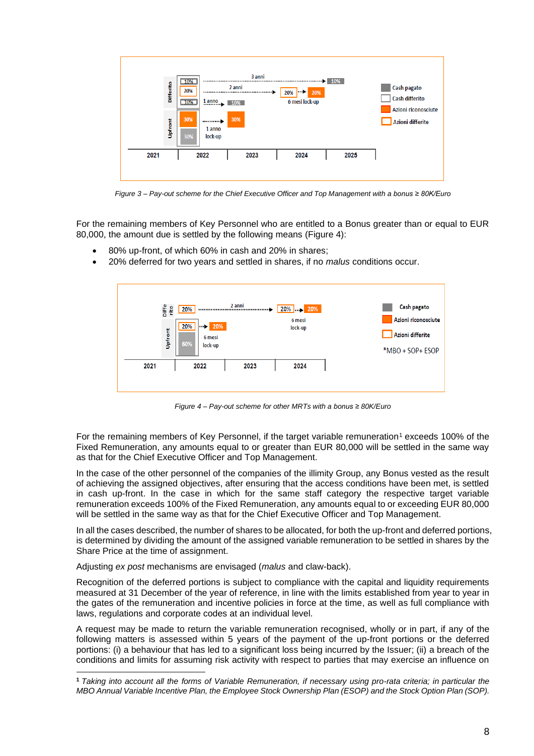Figure 3 – Pay-out scheme for the Chief Executive Officer and Top Management with a bonus ≥ 80K/Euro

For the remaining members of Key Personnel who are entitled to a Bonus greater than or equal to EUR 80,000, the amount due is settled by the following means (Figure 4):

- 80% up-front, of which 60% in cash and 20% in shares;
- 20% deferred for two years and settled in shares, if no *malus* conditions occur.

Figure 4 – Pay-out scheme for other MRTs with a bonus ≥ 80K/Euro

For the remaining members of Key Personnel, if the target variable remuneration[1] exceeds 100% of the Fixed Remuneration, any amounts equal to or greater than EUR 80,000 will be settled in the same way as that for the Chief Executive Officer and Top Management.

In the case of the other personnel of the companies of the illimity Group, any Bonus vested as the result of achieving the assigned objectives, after ensuring that the access conditions have been met, is settled in cash up-front. In the case in which for the same staff category the respective target variable remuneration exceeds 100% of the Fixed Remuneration, any amounts equal to or exceeding EUR 80,000 will be settled in the same way as that for the Chief Executive Officer and Top Management.

In all the cases described, the number of shares to be allocated, for both the up-front and deferred portions, is determined by dividing the amount of the assigned variable remuneration to be settled in shares by the Share Price at the time of assignment.

Adjusting *ex post* mechanisms are envisaged (*malus* and claw-back).

Recognition of the deferred portions is subject to compliance with the capital and liquidity requirements measured at 31 December of the year of reference, in line with the limits established from year to year in the gates of the remuneration and incentive policies in force at the time, as well as full compliance with laws, regulations and corporate codes at an individual level.

A request may be made to return the variable remuneration recognised, wholly or in part, if any of the following matters is assessed within 5 years of the payment of the up-front portions or the deferred portions: (i) a behaviour that has led to a significant loss being incurred by the Issuer; (ii) a breach of the conditions and limits for assuming risk activity with respect to parties that may exercise an influence on

[1] *Taking into account all the forms of Variable Remuneration, if necessary using pro-rata criteria; in particular the MBO Annual Variable Incentive Plan, the Employee Stock Ownership Plan (ESOP) and the Stock Option Plan (SOP).*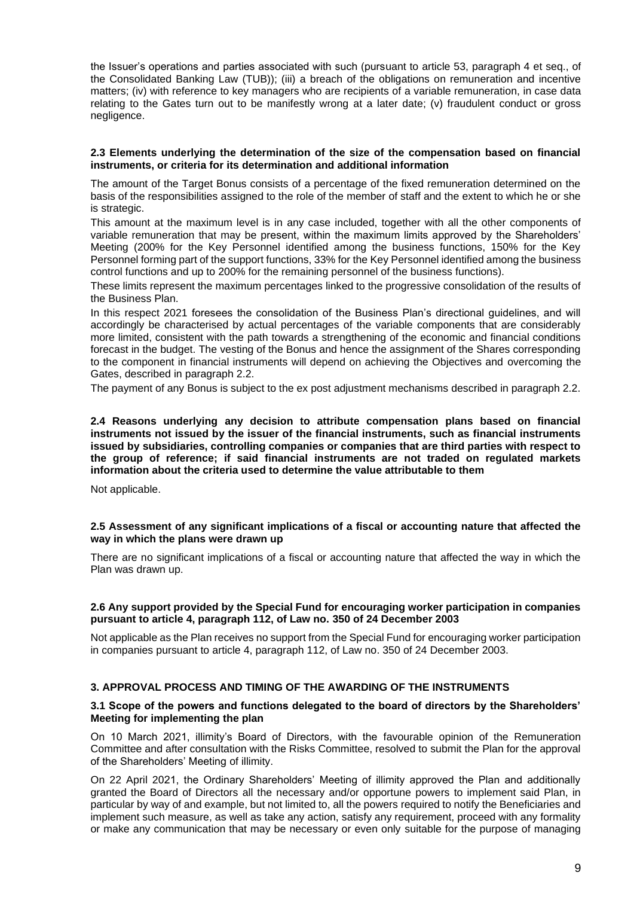the Issuer's operations and parties associated with such (pursuant to article 53, paragraph 4 et seq., of the Consolidated Banking Law (TUB)); (iii) a breach of the obligations on remuneration and incentive matters; (iv) with reference to key managers who are recipients of a variable remuneration, in case data relating to the Gates turn out to be manifestly wrong at a later date; (v) fraudulent conduct or gross negligence.

**2.3 Elements underlying the determination of the size of the compensation based on financial instruments, or criteria for its determination and additional information**

The amount of the Target Bonus consists of a percentage of the fixed remuneration determined on the basis of the responsibilities assigned to the role of the member of staff and the extent to which he or she is strategic.

This amount at the maximum level is in any case included, together with all the other components of variable remuneration that may be present, within the maximum limits approved by the Shareholders' Meeting (200% for the Key Personnel identified among the business functions, 150% for the Key Personnel forming part of the support functions, 33% for the Key Personnel identified among the business control functions and up to 200% for the remaining personnel of the business functions).

These limits represent the maximum percentages linked to the progressive consolidation of the results of the Business Plan.

In this respect 2021 foresees the consolidation of the Business Plan's directional guidelines, and will accordingly be characterised by actual percentages of the variable components that are considerably more limited, consistent with the path towards a strengthening of the economic and financial conditions forecast in the budget. The vesting of the Bonus and hence the assignment of the Shares corresponding to the component in financial instruments will depend on achieving the Objectives and overcoming the Gates, described in paragraph 2.2.

The payment of any Bonus is subject to the ex post adjustment mechanisms described in paragraph 2.2.

**2.4 Reasons underlying any decision to attribute compensation plans based on financial instruments not issued by the issuer of the financial instruments, such as financial instruments issued by subsidiaries, controlling companies or companies that are third parties with respect to the group of reference; if said financial instruments are not traded on regulated markets information about the criteria used to determine the value attributable to them**

Not applicable.

**2.5 Assessment of any significant implications of a fiscal or accounting nature that affected the way in which the plans were drawn up**

There are no significant implications of a fiscal or accounting nature that affected the way in which the Plan was drawn up.

**2.6 Any support provided by the Special Fund for encouraging worker participation in companies pursuant to article 4, paragraph 112, of Law no. 350 of 24 December 2003**

Not applicable as the Plan receives no support from the Special Fund for encouraging worker participation in companies pursuant to article 4, paragraph 112, of Law no. 350 of 24 December 2003.

## 3. APPROVAL PROCESS AND TIMING OF THE AWARDING OF THE INSTRUMENTS

**3.1 Scope of the powers and functions delegated to the board of directors by the Shareholders' Meeting for implementing the plan**

On 10 March 2021, illimity's Board of Directors, with the favourable opinion of the Remuneration Committee and after consultation with the Risks Committee, resolved to submit the Plan for the approval of the Shareholders' Meeting of illimity.

On 22 April 2021, the Ordinary Shareholders' Meeting of illimity approved the Plan and additionally granted the Board of Directors all the necessary and/or opportune powers to implement said Plan, in particular by way of and example, but not limited to, all the powers required to notify the Beneficiaries and implement such measure, as well as take any action, satisfy any requirement, proceed with any formality or make any communication that may be necessary or even only suitable for the purpose of managing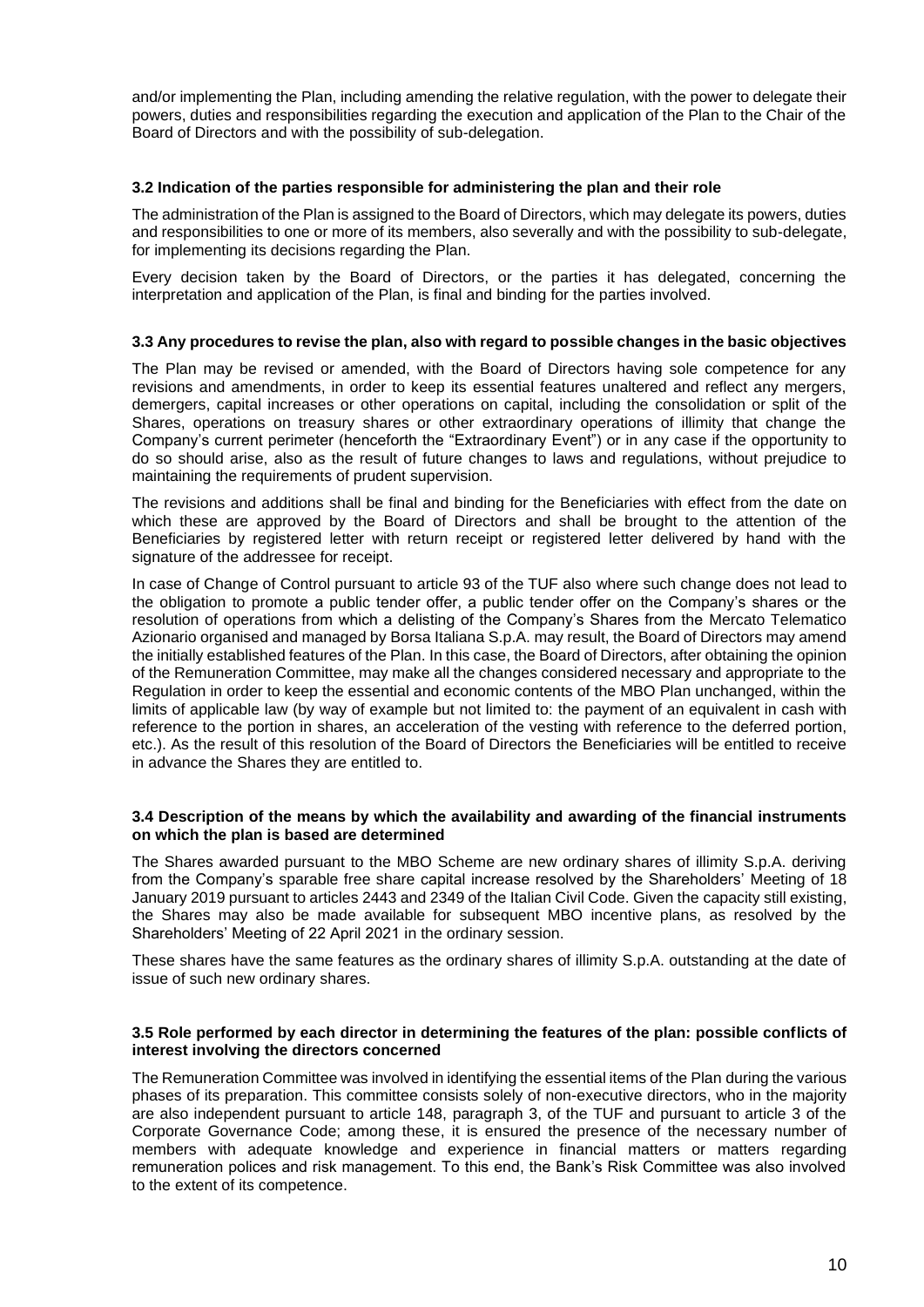and/or implementing the Plan, including amending the relative regulation, with the power to delegate their powers, duties and responsibilities regarding the execution and application of the Plan to the Chair of the Board of Directors and with the possibility of sub-delegation.

### 3.2 Indication of the parties responsible for administering the plan and their role

The administration of the Plan is assigned to the Board of Directors, which may delegate its powers, duties and responsibilities to one or more of its members, also severally and with the possibility to sub-delegate, for implementing its decisions regarding the Plan.

Every decision taken by the Board of Directors, or the parties it has delegated, concerning the interpretation and application of the Plan, is final and binding for the parties involved.

### 3.3 Any procedures to revise the plan, also with regard to possible changes in the basic objectives

The Plan may be revised or amended, with the Board of Directors having sole competence for any revisions and amendments, in order to keep its essential features unaltered and reflect any mergers, demergers, capital increases or other operations on capital, including the consolidation or split of the Shares, operations on treasury shares or other extraordinary operations of illimity that change the Company's current perimeter (henceforth the "Extraordinary Event") or in any case if the opportunity to do so should arise, also as the result of future changes to laws and regulations, without prejudice to maintaining the requirements of prudent supervision.

The revisions and additions shall be final and binding for the Beneficiaries with effect from the date on which these are approved by the Board of Directors and shall be brought to the attention of the Beneficiaries by registered letter with return receipt or registered letter delivered by hand with the signature of the addressee for receipt.

In case of Change of Control pursuant to article 93 of the TUF also where such change does not lead to the obligation to promote a public tender offer, a public tender offer on the Company's shares or the resolution of operations from which a delisting of the Company's Shares from the Mercato Telematico Azionario organised and managed by Borsa Italiana S.p.A. may result, the Board of Directors may amend the initially established features of the Plan. In this case, the Board of Directors, after obtaining the opinion of the Remuneration Committee, may make all the changes considered necessary and appropriate to the Regulation in order to keep the essential and economic contents of the MBO Plan unchanged, within the limits of applicable law (by way of example but not limited to: the payment of an equivalent in cash with reference to the portion in shares, an acceleration of the vesting with reference to the deferred portion, etc.). As the result of this resolution of the Board of Directors the Beneficiaries will be entitled to receive in advance the Shares they are entitled to.

### 3.4 Description of the means by which the availability and awarding of the financial instruments on which the plan is based are determined

The Shares awarded pursuant to the MBO Scheme are new ordinary shares of illimity S.p.A. deriving from the Company's sparable free share capital increase resolved by the Shareholders' Meeting of 18 January 2019 pursuant to articles 2443 and 2349 of the Italian Civil Code. Given the capacity still existing, the Shares may also be made available for subsequent MBO incentive plans, as resolved by the Shareholders' Meeting of 22 April 2021 in the ordinary session.

These shares have the same features as the ordinary shares of illimity S.p.A. outstanding at the date of issue of such new ordinary shares.

### 3.5 Role performed by each director in determining the features of the plan: possible conflicts of interest involving the directors concerned

The Remuneration Committee was involved in identifying the essential items of the Plan during the various phases of its preparation. This committee consists solely of non-executive directors, who in the majority are also independent pursuant to article 148, paragraph 3, of the TUF and pursuant to article 3 of the Corporate Governance Code; among these, it is ensured the presence of the necessary number of members with adequate knowledge and experience in financial matters or matters regarding remuneration polices and risk management. To this end, the Bank's Risk Committee was also involved to the extent of its competence.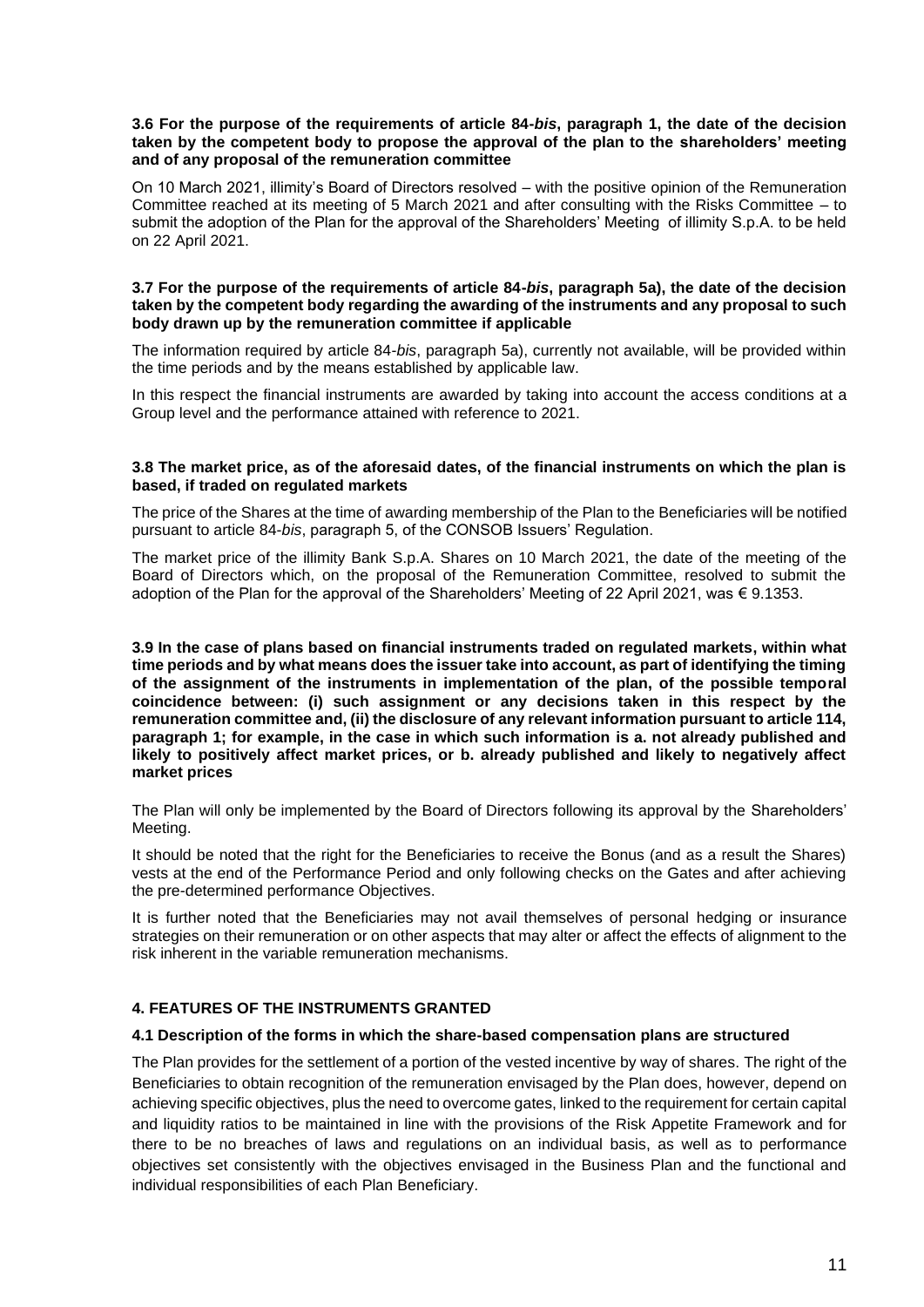**3.6 For the purpose of the requirements of article 84-*bis*, paragraph 1, the date of the decision taken by the competent body to propose the approval of the plan to the shareholders' meeting and of any proposal of the remuneration committee**

On 10 March 2021, illimity's Board of Directors resolved – with the positive opinion of the Remuneration Committee reached at its meeting of 5 March 2021 and after consulting with the Risks Committee – to submit the adoption of the Plan for the approval of the Shareholders' Meeting of illimity S.p.A. to be held on 22 April 2021.

**3.7 For the purpose of the requirements of article 84-*bis*, paragraph 5a), the date of the decision taken by the competent body regarding the awarding of the instruments and any proposal to such body drawn up by the remuneration committee if applicable**

The information required by article 84-*bis*, paragraph 5a), currently not available, will be provided within the time periods and by the means established by applicable law.

In this respect the financial instruments are awarded by taking into account the access conditions at a Group level and the performance attained with reference to 2021.

**3.8 The market price, as of the aforesaid dates, of the financial instruments on which the plan is based, if traded on regulated markets**

The price of the Shares at the time of awarding membership of the Plan to the Beneficiaries will be notified pursuant to article 84-*bis*, paragraph 5, of the CONSOB Issuers' Regulation.

The market price of the illimity Bank S.p.A. Shares on 10 March 2021, the date of the meeting of the Board of Directors which, on the proposal of the Remuneration Committee, resolved to submit the adoption of the Plan for the approval of the Shareholders' Meeting of 22 April 2021, was € 9.1353.

**3.9 In the case of plans based on financial instruments traded on regulated markets, within what time periods and by what means does the issuer take into account, as part of identifying the timing of the assignment of the instruments in implementation of the plan, of the possible temporal coincidence between: (i) such assignment or any decisions taken in this respect by the remuneration committee and, (ii) the disclosure of any relevant information pursuant to article 114, paragraph 1; for example, in the case in which such information is a. not already published and likely to positively affect market prices, or b. already published and likely to negatively affect market prices**

The Plan will only be implemented by the Board of Directors following its approval by the Shareholders' Meeting.

It should be noted that the right for the Beneficiaries to receive the Bonus (and as a result the Shares) vests at the end of the Performance Period and only following checks on the Gates and after achieving the pre-determined performance Objectives.

It is further noted that the Beneficiaries may not avail themselves of personal hedging or insurance strategies on their remuneration or on other aspects that may alter or affect the effects of alignment to the risk inherent in the variable remuneration mechanisms.

## 4. FEATURES OF THE INSTRUMENTS GRANTED

### 4.1 Description of the forms in which the share-based compensation plans are structured

The Plan provides for the settlement of a portion of the vested incentive by way of shares. The right of the Beneficiaries to obtain recognition of the remuneration envisaged by the Plan does, however, depend on achieving specific objectives, plus the need to overcome gates, linked to the requirement for certain capital and liquidity ratios to be maintained in line with the provisions of the Risk Appetite Framework and for there to be no breaches of laws and regulations on an individual basis, as well as to performance objectives set consistently with the objectives envisaged in the Business Plan and the functional and individual responsibilities of each Plan Beneficiary.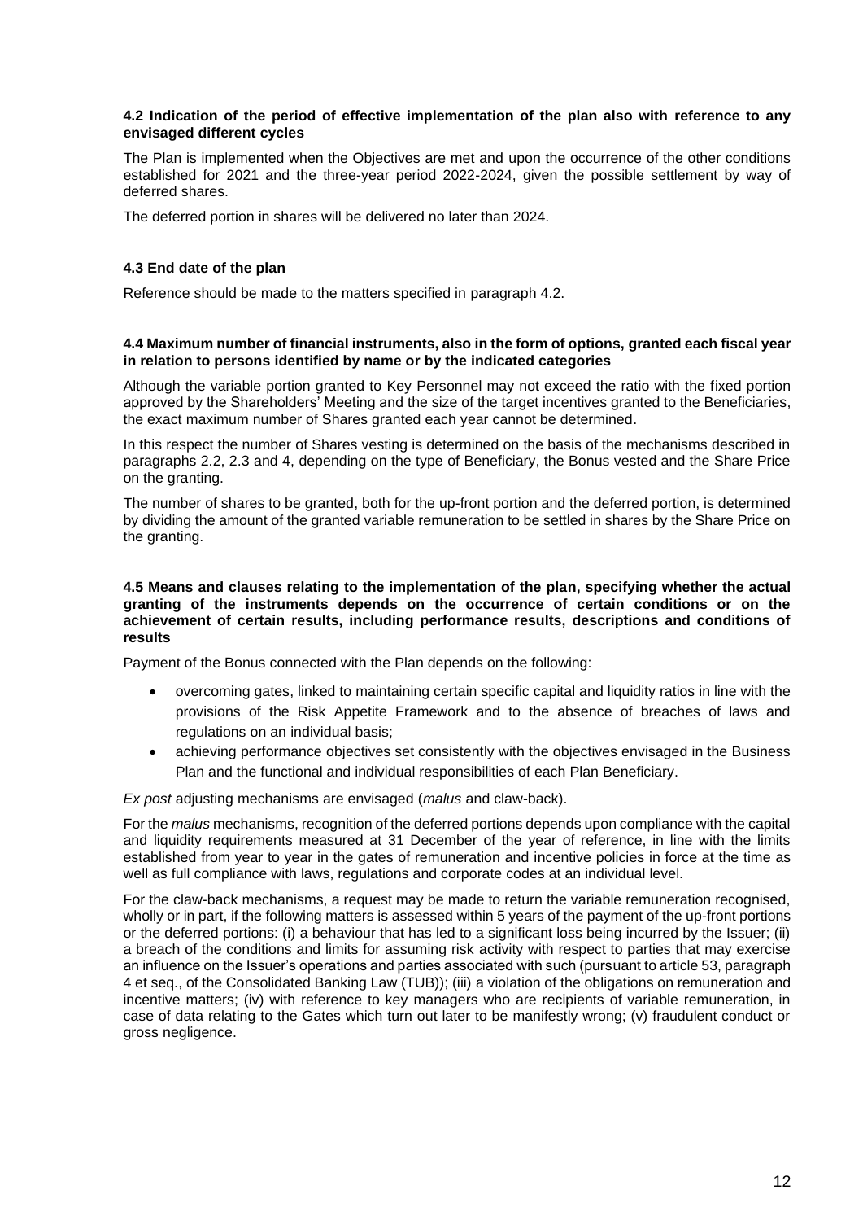### 4.2 Indication of the period of effective implementation of the plan also with reference to any envisaged different cycles

The Plan is implemented when the Objectives are met and upon the occurrence of the other conditions established for 2021 and the three-year period 2022-2024, given the possible settlement by way of deferred shares.

The deferred portion in shares will be delivered no later than 2024.

### 4.3 End date of the plan

Reference should be made to the matters specified in paragraph 4.2.

### 4.4 Maximum number of financial instruments, also in the form of options, granted each fiscal year in relation to persons identified by name or by the indicated categories

Although the variable portion granted to Key Personnel may not exceed the ratio with the fixed portion approved by the Shareholders' Meeting and the size of the target incentives granted to the Beneficiaries, the exact maximum number of Shares granted each year cannot be determined.

In this respect the number of Shares vesting is determined on the basis of the mechanisms described in paragraphs 2.2, 2.3 and 4, depending on the type of Beneficiary, the Bonus vested and the Share Price on the granting.

The number of shares to be granted, both for the up-front portion and the deferred portion, is determined by dividing the amount of the granted variable remuneration to be settled in shares by the Share Price on the granting.

### 4.5 Means and clauses relating to the implementation of the plan, specifying whether the actual granting of the instruments depends on the occurrence of certain conditions or on the achievement of certain results, including performance results, descriptions and conditions of results

Payment of the Bonus connected with the Plan depends on the following:

- overcoming gates, linked to maintaining certain specific capital and liquidity ratios in line with the provisions of the Risk Appetite Framework and to the absence of breaches of laws and regulations on an individual basis;
- achieving performance objectives set consistently with the objectives envisaged in the Business Plan and the functional and individual responsibilities of each Plan Beneficiary.

*Ex post* adjusting mechanisms are envisaged (*malus* and claw-back).

For the *malus* mechanisms, recognition of the deferred portions depends upon compliance with the capital and liquidity requirements measured at 31 December of the year of reference, in line with the limits established from year to year in the gates of remuneration and incentive policies in force at the time as well as full compliance with laws, regulations and corporate codes at an individual level.

For the claw-back mechanisms, a request may be made to return the variable remuneration recognised, wholly or in part, if the following matters is assessed within 5 years of the payment of the up-front portions or the deferred portions: (i) a behaviour that has led to a significant loss being incurred by the Issuer; (ii) a breach of the conditions and limits for assuming risk activity with respect to parties that may exercise an influence on the Issuer's operations and parties associated with such (pursuant to article 53, paragraph 4 et seq., of the Consolidated Banking Law (TUB)); (iii) a violation of the obligations on remuneration and incentive matters; (iv) with reference to key managers who are recipients of variable remuneration, in case of data relating to the Gates which turn out later to be manifestly wrong; (v) fraudulent conduct or gross negligence.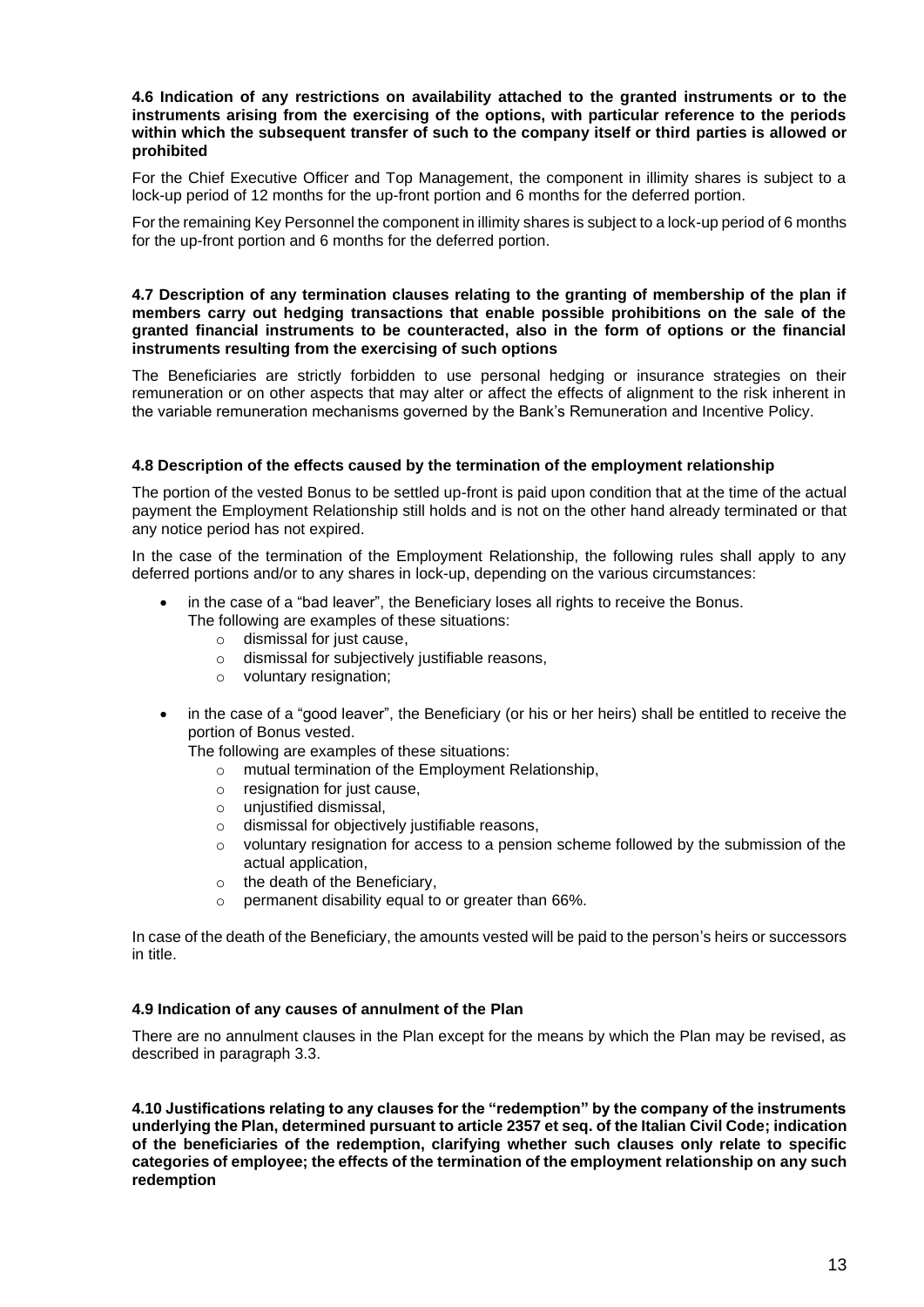**4.6 Indication of any restrictions on availability attached to the granted instruments or to the instruments arising from the exercising of the options, with particular reference to the periods within which the subsequent transfer of such to the company itself or third parties is allowed or prohibited**

For the Chief Executive Officer and Top Management, the component in illimity shares is subject to a lock-up period of 12 months for the up-front portion and 6 months for the deferred portion.

For the remaining Key Personnel the component in illimity shares is subject to a lock-up period of 6 months for the up-front portion and 6 months for the deferred portion.

**4.7 Description of any termination clauses relating to the granting of membership of the plan if members carry out hedging transactions that enable possible prohibitions on the sale of the granted financial instruments to be counteracted, also in the form of options or the financial instruments resulting from the exercising of such options**

The Beneficiaries are strictly forbidden to use personal hedging or insurance strategies on their remuneration or on other aspects that may alter or affect the effects of alignment to the risk inherent in the variable remuneration mechanisms governed by the Bank's Remuneration and Incentive Policy.

**4.8 Description of the effects caused by the termination of the employment relationship**

The portion of the vested Bonus to be settled up-front is paid upon condition that at the time of the actual payment the Employment Relationship still holds and is not on the other hand already terminated or that any notice period has not expired.

In the case of the termination of the Employment Relationship, the following rules shall apply to any deferred portions and/or to any shares in lock-up, depending on the various circumstances:

- in the case of a "bad leaver", the Beneficiary loses all rights to receive the Bonus.
  The following are examples of these situations:
  - dismissal for just cause,
  - dismissal for subjectively justifiable reasons,
  - voluntary resignation;
- in the case of a "good leaver", the Beneficiary (or his or her heirs) shall be entitled to receive the portion of Bonus vested.
  The following are examples of these situations:
  - mutual termination of the Employment Relationship,
  - resignation for just cause,
  - unjustified dismissal,
  - dismissal for objectively justifiable reasons,
  - voluntary resignation for access to a pension scheme followed by the submission of the actual application,
  - the death of the Beneficiary,
  - permanent disability equal to or greater than 66%.

In case of the death of the Beneficiary, the amounts vested will be paid to the person's heirs or successors in title.

**4.9 Indication of any causes of annulment of the Plan**

There are no annulment clauses in the Plan except for the means by which the Plan may be revised, as described in paragraph 3.3.

**4.10 Justifications relating to any clauses for the "redemption" by the company of the instruments underlying the Plan, determined pursuant to article 2357 et seq. of the Italian Civil Code; indication of the beneficiaries of the redemption, clarifying whether such clauses only relate to specific categories of employee; the effects of the termination of the employment relationship on any such redemption**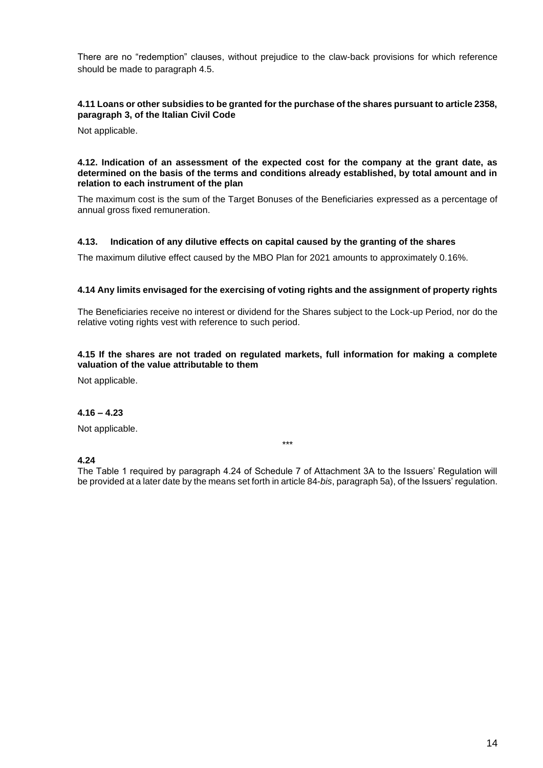There are no "redemption" clauses, without prejudice to the claw-back provisions for which reference should be made to paragraph 4.5.

**4.11 Loans or other subsidies to be granted for the purchase of the shares pursuant to article 2358, paragraph 3, of the Italian Civil Code**

Not applicable.

**4.12. Indication of an assessment of the expected cost for the company at the grant date, as determined on the basis of the terms and conditions already established, by total amount and in relation to each instrument of the plan**

The maximum cost is the sum of the Target Bonuses of the Beneficiaries expressed as a percentage of annual gross fixed remuneration.

**4.13. Indication of any dilutive effects on capital caused by the granting of the shares**

The maximum dilutive effect caused by the MBO Plan for 2021 amounts to approximately 0.16%.

**4.14 Any limits envisaged for the exercising of voting rights and the assignment of property rights**

The Beneficiaries receive no interest or dividend for the Shares subject to the Lock-up Period, nor do the relative voting rights vest with reference to such period.

**4.15 If the shares are not traded on regulated markets, full information for making a complete valuation of the value attributable to them**

Not applicable.

**4.16 – 4.23**

Not applicable.

\*\*\*

**4.24**

The Table 1 required by paragraph 4.24 of Schedule 7 of Attachment 3A to the Issuers' Regulation will be provided at a later date by the means set forth in article 84-*bis*, paragraph 5a), of the Issuers' regulation.